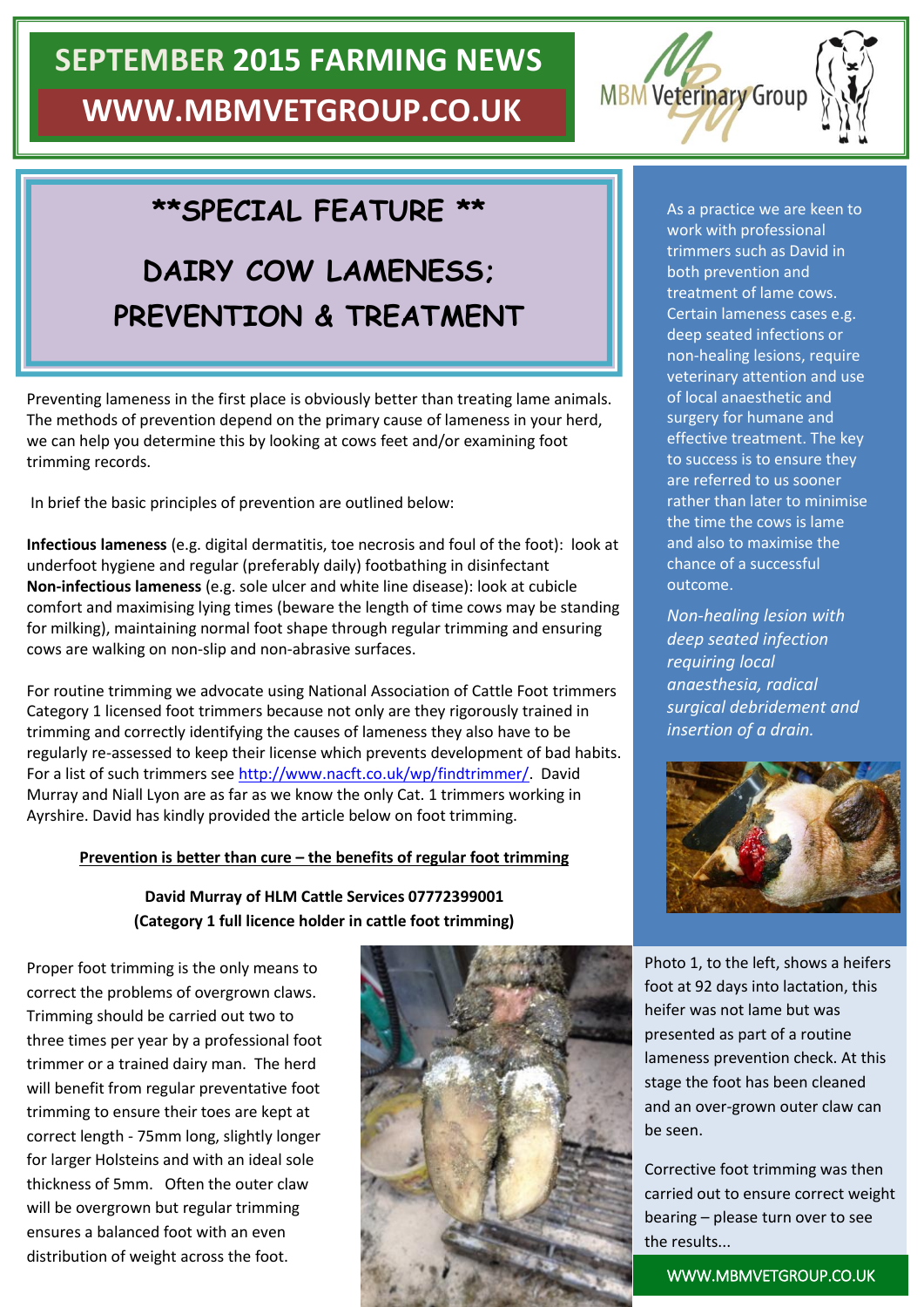# SEPTEMBER 2015 FARMING NEWS

## WWW.MBMVETGROUP.CO.UK

MBM Veterinary Group

# **SPECIAL FEATURE **

# DAIRY COW LAMENESS; PREVENTION & TREATMENT

Preventing lameness in the first place is obviously better than treating lame animals. The methods of prevention depend on the primary cause of lameness in your herd, we can help you determine this by looking at cows feet and/or examining foot trimming records.

In brief the basic principles of prevention are outlined below:

**Infectious lameness** (e.g. digital dermatitis, toe necrosis and foul of the foot): look at underfoot hygiene and regular (preferably daily) footbathing in disinfectant
**Non-infectious lameness** (e.g. sole ulcer and white line disease): look at cubicle comfort and maximising lying times (beware the length of time cows may be standing for milking), maintaining normal foot shape through regular trimming and ensuring cows are walking on non-slip and non-abrasive surfaces.

For routine trimming we advocate using National Association of Cattle Foot trimmers Category 1 licensed foot trimmers because not only are they rigorously trained in trimming and correctly identifying the causes of lameness they also have to be regularly re-assessed to keep their license which prevents development of bad habits. For a list of such trimmers see http://www.nacft.co.uk/wp/findtrimmer/. David Murray and Niall Lyon are as far as we know the only Cat. 1 trimmers working in Ayrshire. David has kindly provided the article below on foot trimming.

As a practice we are keen to work with professional trimmers such as David in both prevention and treatment of lame cows. Certain lameness cases e.g. deep seated infections or non-healing lesions, require veterinary attention and use of local anaesthetic and surgery for humane and effective treatment. The key to success is to ensure they are referred to us sooner rather than later to minimise the time the cows is lame and also to maximise the chance of a successful outcome.

*Non-healing lesion with deep seated infection requiring local anaesthesia, radical surgical debridement and insertion of a drain.*

## Prevention is better than cure – the benefits of regular foot trimming

**David Murray of HLM Cattle Services 07772399001**
**(Category 1 full licence holder in cattle foot trimming)**

Proper foot trimming is the only means to correct the problems of overgrown claws. Trimming should be carried out two to three times per year by a professional foot trimmer or a trained dairy man. The herd will benefit from regular preventative foot trimming to ensure their toes are kept at correct length - 75mm long, slightly longer for larger Holsteins and with an ideal sole thickness of 5mm. Often the outer claw will be overgrown but regular trimming ensures a balanced foot with an even distribution of weight across the foot.

Photo 1, to the left, shows a heifers foot at 92 days into lactation, this heifer was not lame but was presented as part of a routine lameness prevention check. At this stage the foot has been cleaned and an over-grown outer claw can be seen.

Corrective foot trimming was then carried out to ensure correct weight bearing – please turn over to see the results...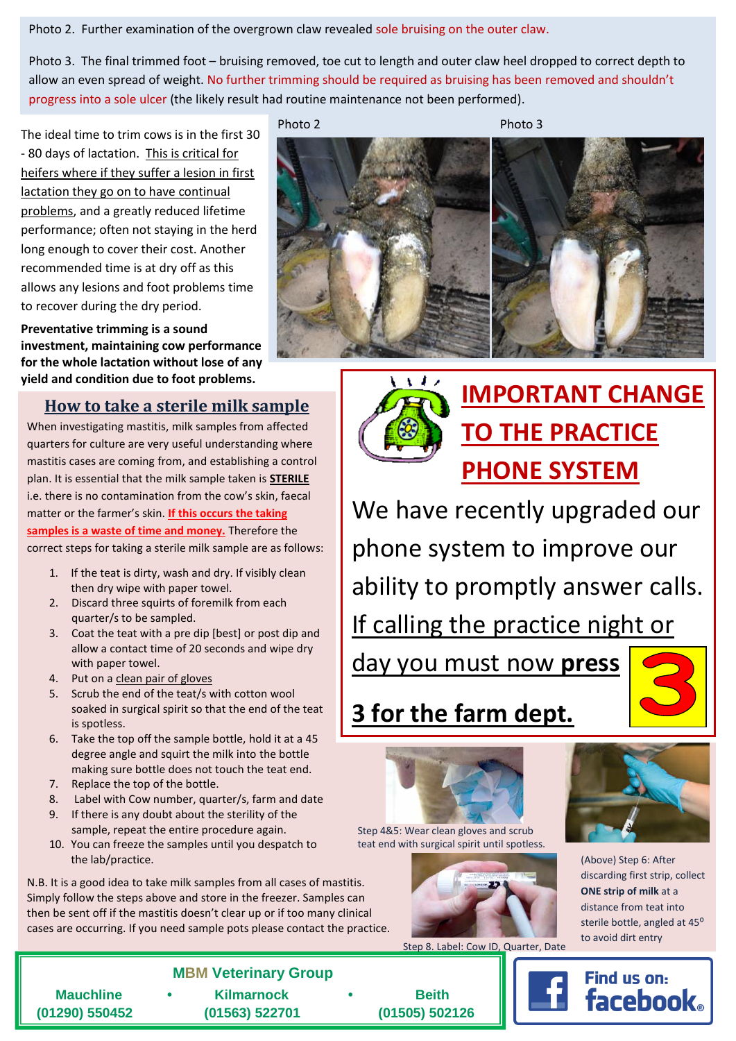Photo 2. Further examination of the overgrown claw revealed sole bruising on the outer claw.

Photo 3. The final trimmed foot – bruising removed, toe cut to length and outer claw heel dropped to correct depth to allow an even spread of weight. No further trimming should be required as bruising has been removed and shouldn't progress into a sole ulcer (the likely result had routine maintenance not been performed).

The ideal time to trim cows is in the first 30 - 80 days of lactation. This is critical for heifers where if they suffer a lesion in first lactation they go on to have continual problems, and a greatly reduced lifetime performance; often not staying in the herd long enough to cover their cost. Another recommended time is at dry off as this allows any lesions and foot problems time to recover during the dry period.

**Preventative trimming is a sound investment, maintaining cow performance for the whole lactation without lose of any yield and condition due to foot problems.**

Photo 2

Photo 3

## How to take a sterile milk sample

When investigating mastitis, milk samples from affected quarters for culture are very useful understanding where mastitis cases are coming from, and establishing a control plan. It is essential that the milk sample taken is **STERILE** i.e. there is no contamination from the cow's skin, faecal matter or the farmer's skin. **If this occurs the taking samples is a waste of time and money.** Therefore the correct steps for taking a sterile milk sample are as follows:

1. If the teat is dirty, wash and dry. If visibly clean then dry wipe with paper towel.
2. Discard three squirts of foremilk from each quarter/s to be sampled.
3. Coat the teat with a pre dip [best] or post dip and allow a contact time of 20 seconds and wipe dry with paper towel.
4. Put on a clean pair of gloves
5. Scrub the end of the teat/s with cotton wool soaked in surgical spirit so that the end of the teat is spotless.
6. Take the top off the sample bottle, hold it at a 45 degree angle and squirt the milk into the bottle making sure bottle does not touch the teat end.
7. Replace the top of the bottle.
8. Label with Cow number, quarter/s, farm and date
9. If there is any doubt about the sterility of the sample, repeat the entire procedure again.
10. You can freeze the samples until you despatch to the lab/practice.

N.B. It is a good idea to take milk samples from all cases of mastitis. Simply follow the steps above and store in the freezer. Samples can then be sent off if the mastitis doesn't clear up or if too many clinical cases are occurring. If you need sample pots please contact the practice.

## IMPORTANT CHANGE TO THE PRACTICE PHONE SYSTEM

We have recently upgraded our phone system to improve our ability to promptly answer calls. If calling the practice night or day you must now **press 3 for the farm dept.**

3

Step 4&5: Wear clean gloves and scrub teat end with surgical spirit until spotless.

(Above) Step 6: After discarding first strip, collect **ONE strip of milk** at a distance from teat into sterile bottle, angled at 45° to avoid dirt entry

Step 8. Label: Cow ID, Quarter, Date

**MBM Veterinary Group**

Mauchline (01290) 550452 • Kilmarnock (01563) 522701 • Beith (01505) 502126

Find us on: facebook